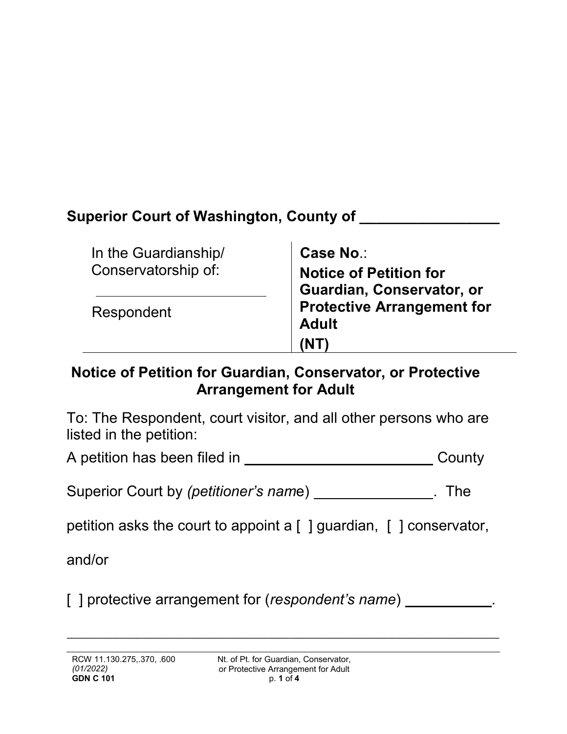**Superior Court of Washington, County of ________________**

| In the Guardianship/ Conservatorship of: ______________________ Respondent | **Case No**.: **Notice of Petition for Guardian, Conservator, or Protective Arrangement for Adult (NT)** |
|---|---|

## Notice of Petition for Guardian, Conservator, or Protective Arrangement for Adult

To: The Respondent, court visitor, and all other persons who are listed in the petition:

A petition has been filed in ________________________ County Superior Court by *(petitioner's name*) ______________. The petition asks the court to appoint a [ ] guardian, [ ] conservator, and/or

[ ] protective arrangement for (*respondent's name*) __________.

RCW 11.130.275,.370, .600
*(01/2022)*
**GDN C 101**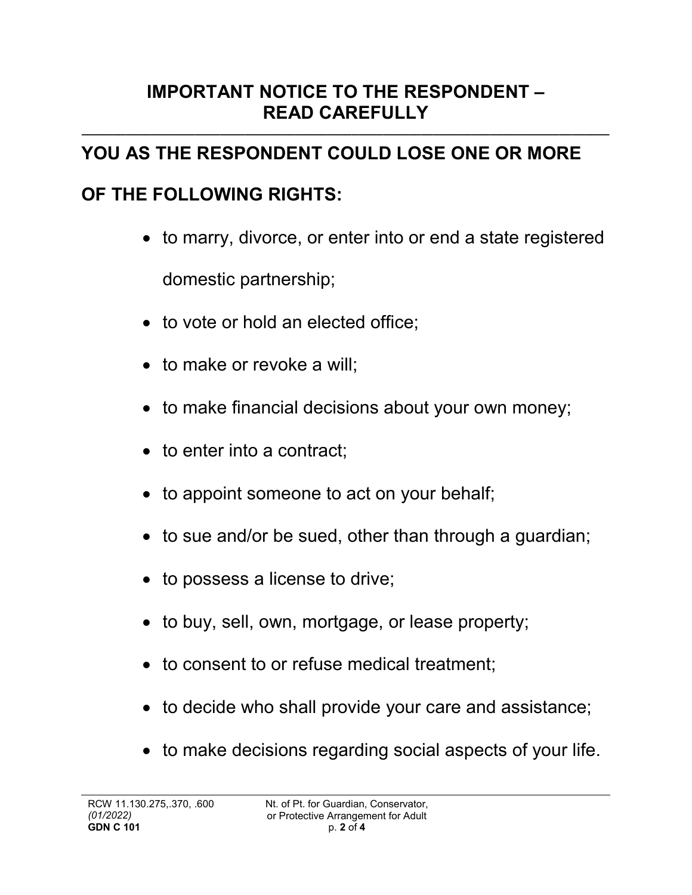## IMPORTANT NOTICE TO THE RESPONDENT – READ CAREFULLY

---

### YOU AS THE RESPONDENT COULD LOSE ONE OR MORE OF THE FOLLOWING RIGHTS:

- to marry, divorce, or enter into or end a state registered domestic partnership;
- to vote or hold an elected office;
- to make or revoke a will;
- to make financial decisions about your own money;
- to enter into a contract;
- to appoint someone to act on your behalf;
- to sue and/or be sued, other than through a guardian;
- to possess a license to drive;
- to buy, sell, own, mortgage, or lease property;
- to consent to or refuse medical treatment;
- to decide who shall provide your care and assistance;
- to make decisions regarding social aspects of your life.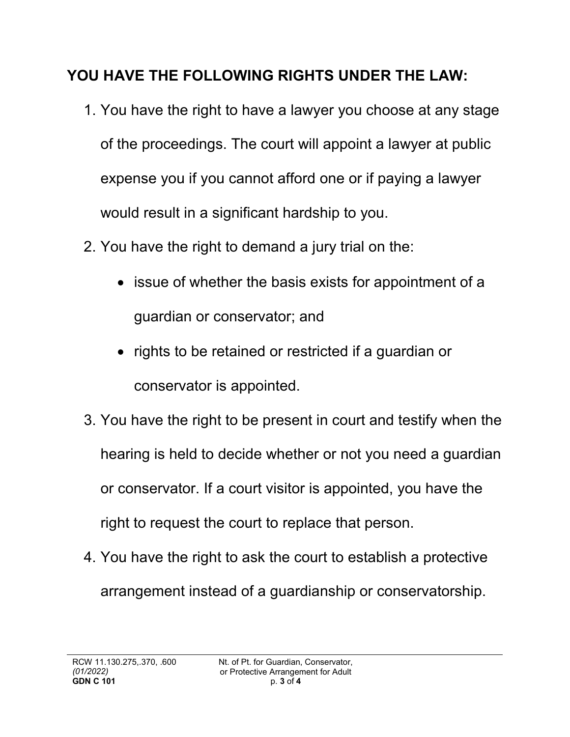## YOU HAVE THE FOLLOWING RIGHTS UNDER THE LAW:

1. You have the right to have a lawyer you choose at any stage of the proceedings. The court will appoint a lawyer at public expense you if you cannot afford one or if paying a lawyer would result in a significant hardship to you.
2. You have the right to demand a jury trial on the:
   - issue of whether the basis exists for appointment of a guardian or conservator; and
   - rights to be retained or restricted if a guardian or conservator is appointed.
3. You have the right to be present in court and testify when the hearing is held to decide whether or not you need a guardian or conservator. If a court visitor is appointed, you have the right to request the court to replace that person.
4. You have the right to ask the court to establish a protective arrangement instead of a guardianship or conservatorship.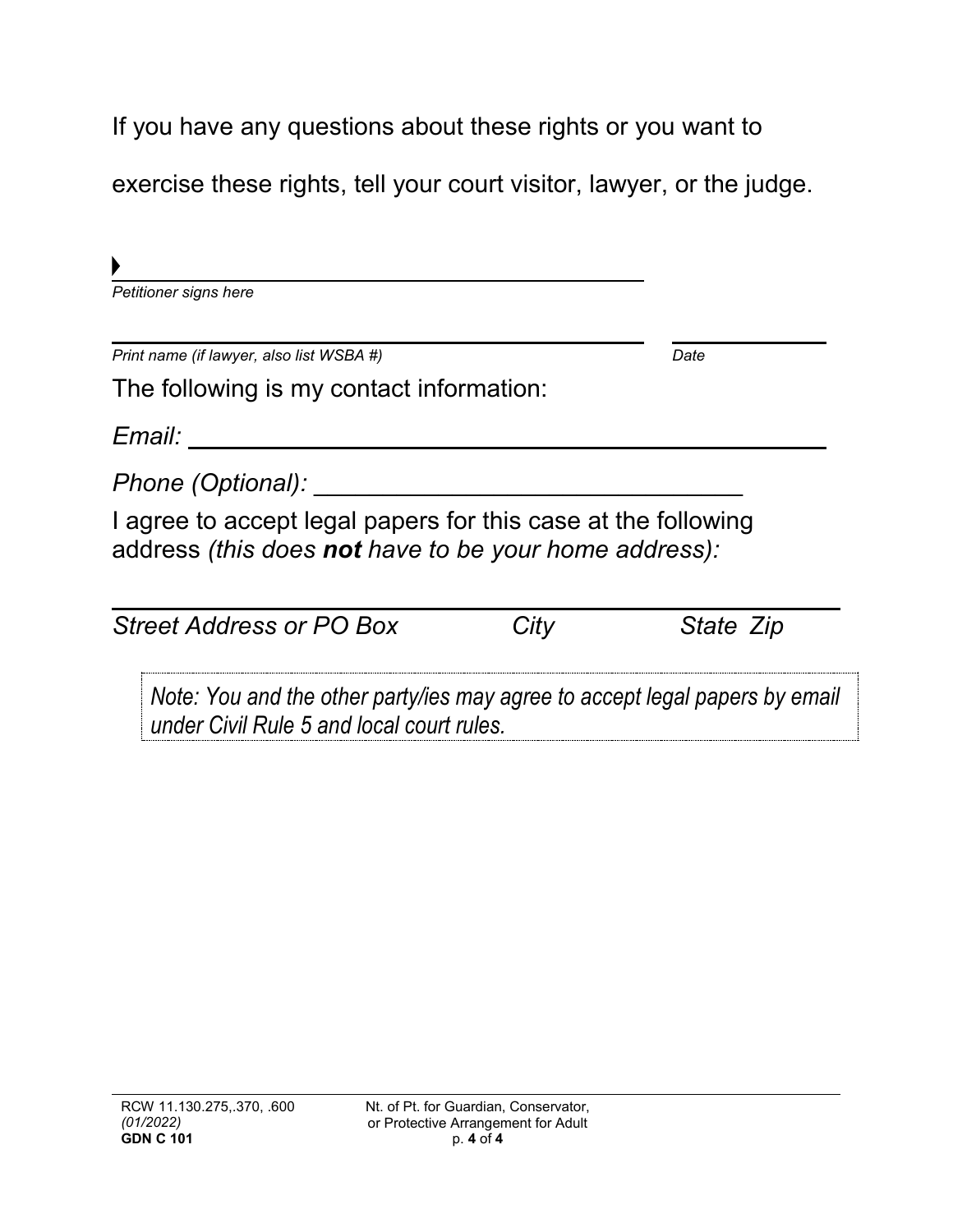If you have any questions about these rights or you want to exercise these rights, tell your court visitor, lawyer, or the judge.

▶ ________________________________________
*Petitioner signs here*

________________________________________ ____________
*Print name (if lawyer, also list WSBA #)* *Date*

The following is my contact information:

*Email:* ________________________________________

*Phone (Optional):* ______________________________

I agree to accept legal papers for this case at the following address *(this does **not** have to be your home address):*

________________________________________
*Street Address or PO Box* *City* *State Zip*

*Note: You and the other party/ies may agree to accept legal papers by email under Civil Rule 5 and local court rules.*